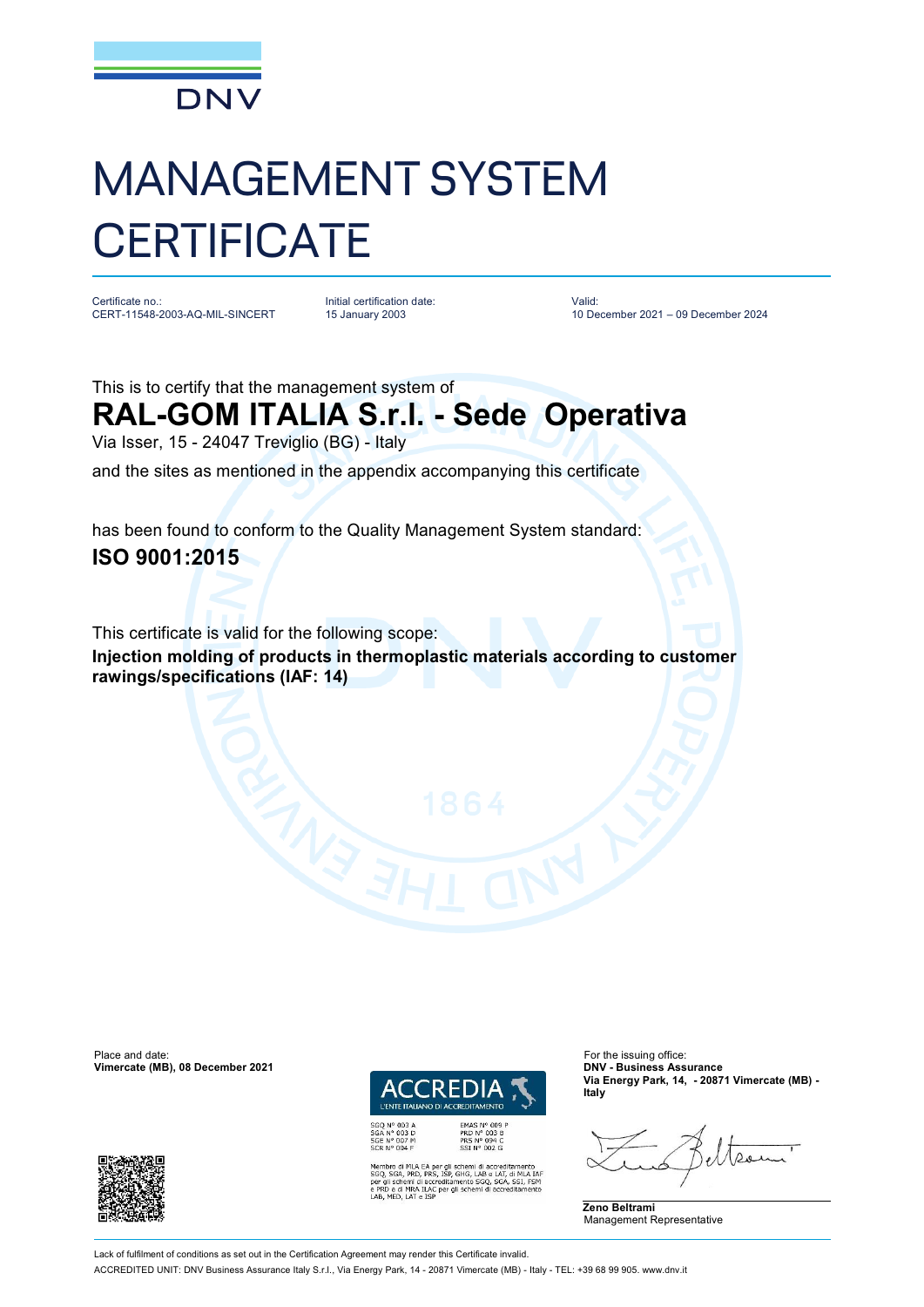DNV

# MANAGEMENT SYSTEM CERTIFICATE

Certificate no.:
CERT-11548-2003-AQ-MIL-SINCERT

Initial certification date:
15 January 2003

Valid:
10 December 2021 – 09 December 2024

This is to certify that the management system of

## RAL-GOM ITALIA S.r.l. - Sede Operativa

Via Isser, 15 - 24047 Treviglio (BG) - Italy

and the sites as mentioned in the appendix accompanying this certificate

has been found to conform to the Quality Management System standard:

**ISO 9001:2015**

This certificate is valid for the following scope:

**Injection molding of products in thermoplastic materials according to customer rawings/specifications (IAF: 14)**

Place and date:
**Vimercate (MB), 08 December 2021**

ACCREDIA
L'ENTE ITALIANO DI ACCREDITAMENTO

SGQ N° 003 A
SGA N° 003 D
SGE N° 007 M
SCR N° 004 F

EMAS N° 009 P
PRD N° 003 B
PRS N° 094 C
SSI N° 002 G

Membro di MLA EA per gli schemi di accreditamento SGQ, SGA, PRD, PRS, ISP, GHG, LAB e LAT, di MLA IAF per gli schemi di accreditamento SGQ, SGA, SSI, FSM e PRD e di MRA ILAC per gli schemi di accreditamento LAB, MED, LAT e ISP

For the issuing office:
**DNV - Business Assurance**
**Via Energy Park, 14, - 20871 Vimercate (MB) - Italy**

**Zeno Beltrami**
Management Representative

Lack of fulfilment of conditions as set out in the Certification Agreement may render this Certificate invalid.

ACCREDITED UNIT: DNV Business Assurance Italy S.r.l., Via Energy Park, 14 - 20871 Vimercate (MB) - Italy - TEL: +39 68 99 905. www.dnv.it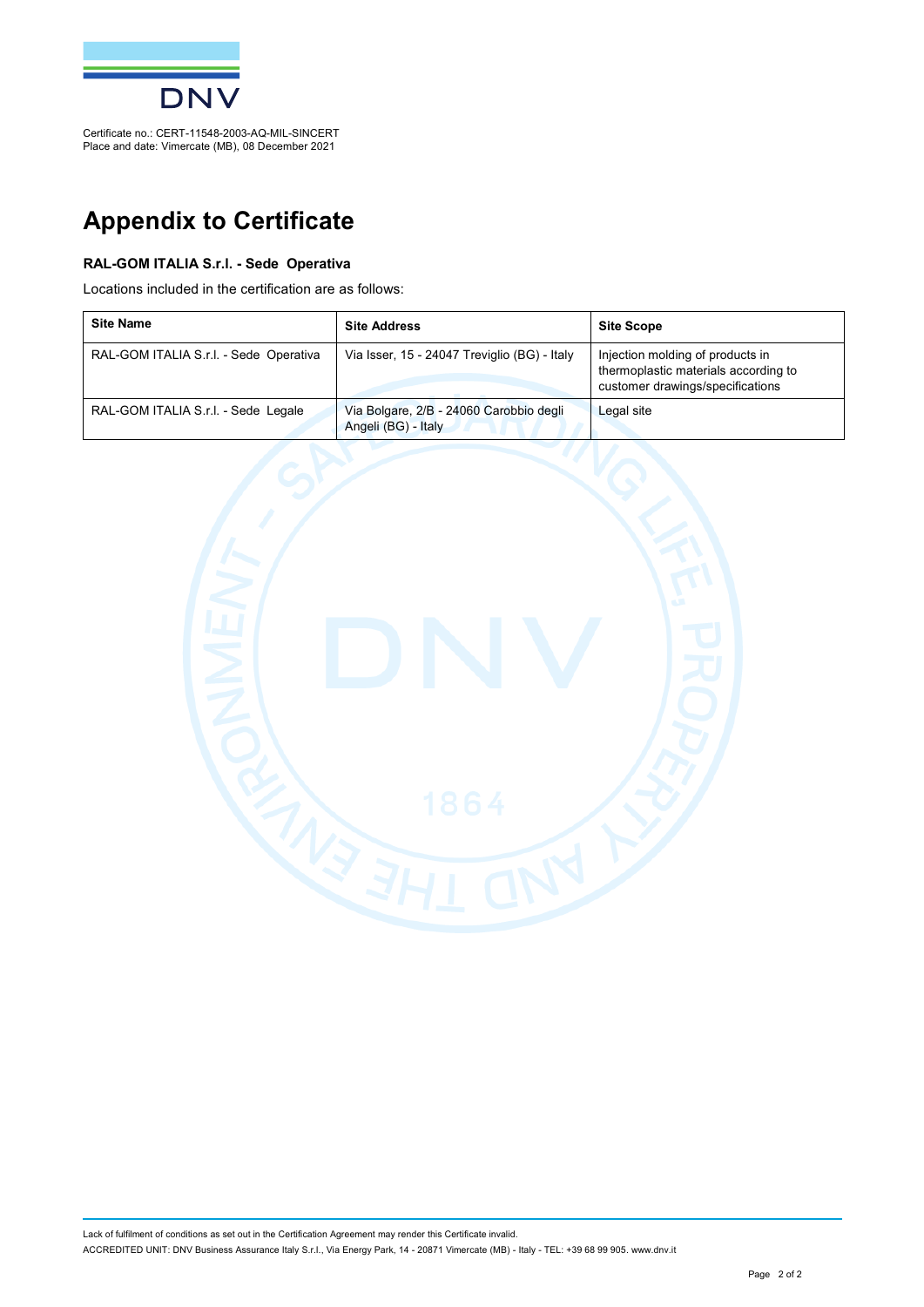Certificate no.: CERT-11548-2003-AQ-MIL-SINCERT
Place and date: Vimercate (MB), 08 December 2021

# Appendix to Certificate

### RAL-GOM ITALIA S.r.l. - Sede Operativa

Locations included in the certification are as follows:

| Site Name | Site Address | Site Scope |
|---|---|---|
| RAL-GOM ITALIA S.r.l. - Sede Operativa | Via Isser, 15 - 24047 Treviglio (BG) - Italy | Injection molding of products in thermoplastic materials according to customer drawings/specifications |
| RAL-GOM ITALIA S.r.l. - Sede Legale | Via Bolgare, 2/B - 24060 Carobbio degli Angeli (BG) - Italy | Legal site |

Lack of fulfilment of conditions as set out in the Certification Agreement may render this Certificate invalid.

ACCREDITED UNIT: DNV Business Assurance Italy S.r.l., Via Energy Park, 14 - 20871 Vimercate (MB) - Italy - TEL: +39 68 99 905. www.dnv.it